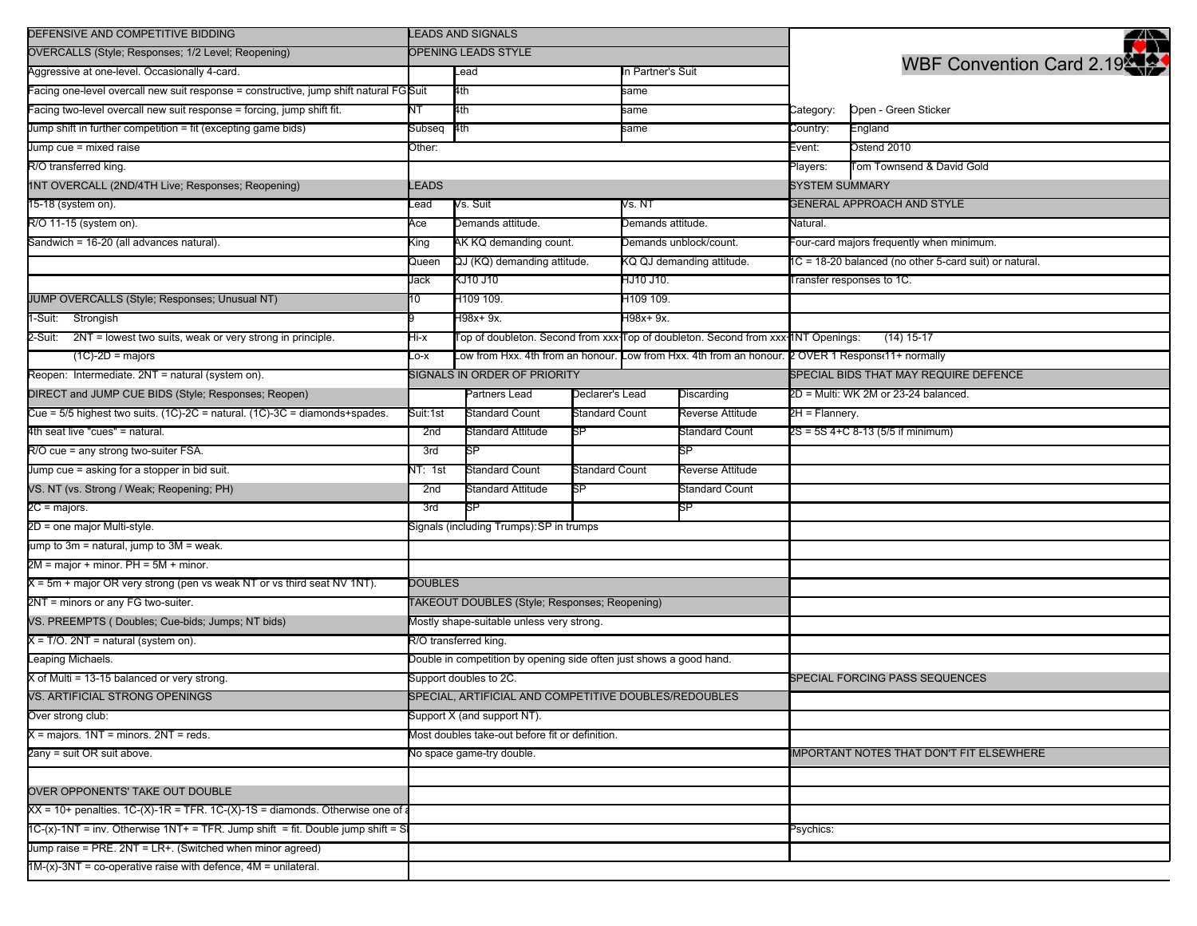# WBF Convention Card 2.19

| | |
|---|---|
| Category: | Open - Green Sticker |
| Country: | England |
| Event: | Ostend 2010 |
| Players: | Tom Townsend & David Gold |

## SYSTEM SUMMARY

### GENERAL APPROACH AND STYLE

Natural.

Four-card majors frequently when minimum.

1C = 18-20 balanced (no other 5-card suit) or natural.

Transfer responses to 1C.

1NT Openings: (14) 15-17

2 OVER 1 Response 11+ normally

### SPECIAL BIDS THAT MAY REQUIRE DEFENCE

2D = Multi: WK 2M or 23-24 balanced.

2H = Flannery.

2S = 5S 4+C 8-13 (5/5 if minimum)

### SPECIAL FORCING PASS SEQUENCES

### IMPORTANT NOTES THAT DON'T FIT ELSEWHERE

Psychics:

## DEFENSIVE AND COMPETITIVE BIDDING

### OVERCALLS (Style; Responses; 1/2 Level; Reopening)

Aggressive at one-level. Occasionally 4-card.

Facing one-level overcall new suit response = constructive, jump shift natural FG

Facing two-level overcall new suit response = forcing, jump shift fit.

Jump shift in further competition = fit (excepting game bids)

Jump cue = mixed raise

R/O transferred king.

### 1NT OVERCALL (2ND/4TH Live; Responses; Reopening)

15-18 (system on).

R/O 11-15 (system on).

Sandwich = 16-20 (all advances natural).

### JUMP OVERCALLS (Style; Responses; Unusual NT)

1-Suit: Strongish

2-Suit: 2NT = lowest two suits, weak or very strong in principle.

(1C)-2D = majors

Reopen: Intermediate. 2NT = natural (system on).

### DIRECT and JUMP CUE BIDS (Style; Responses; Reopen)

Cue = 5/5 highest two suits. (1C)-2C = natural. (1C)-3C = diamonds+spades.

4th seat live "cues" = natural.

R/O cue = any strong two-suiter FSA.

Jump cue = asking for a stopper in bid suit.

### VS. NT (vs. Strong / Weak; Reopening; PH)

2C = majors.

2D = one major Multi-style.

Jump to 3m = natural, jump to 3M = weak.

2M = major + minor. PH = 5M + minor.

X = 5m + major OR very strong (pen vs weak NT or vs third seat NV 1NT).

2NT = minors or any FG two-suiter.

### VS. PREEMPTS ( Doubles; Cue-bids; Jumps; NT bids)

X = T/O. 2NT = natural (system on).

Leaping Michaels.

X of Multi = 13-15 balanced or very strong.

### VS. ARTIFICIAL STRONG OPENINGS

Over strong club:

X = majors. 1NT = minors. 2NT = reds.

2any = suit OR suit above.

### OVER OPPONENTS' TAKE OUT DOUBLE

XX = 10+ penalties. 1C-(X)-1R = TFR. 1C-(X)-1S = diamonds. Otherwise one of a

1C-(x)-1NT = inv. Otherwise 1NT+ = TFR. Jump shift = fit. Double jump shift = Sl

Jump raise = PRE. 2NT = LR+. (Switched when minor agreed)

1M-(x)-3NT = co-operative raise with defence, 4M = unilateral.

## LEADS AND SIGNALS

### OPENING LEADS STYLE

| | Lead | In Partner's Suit |
|---|---|---|
| Suit | 4th | same |
| NT | 4th | same |
| Subseq | 4th | same |
| Other: | | |

### LEADS

| Lead | Vs. Suit | Vs. NT |
|---|---|---|
| Ace | Demands attitude. | Demands attitude. |
| King | AK KQ demanding count. | Demands unblock/count. |
| Queen | QJ (KQ) demanding attitude. | KQ QJ demanding attitude. |
| Jack | KJ10 J10 | HJ10 J10. |
| 10 | H109 109. | H109 109. |
| 9 | H98x+ 9x. | H98x+ 9x. |
| Hi-x | Top of doubleton. Second from xxx+ | Top of doubleton. Second from xxx+ |
| Lo-x | Low from Hxx. 4th from an honour. | Low from Hxx. 4th from an honour. |

### SIGNALS IN ORDER OF PRIORITY

| | Partners Lead | Declarer's Lead | Discarding |
|---|---|---|---|
| Suit: 1st | Standard Count | Standard Count | Reverse Attitude |
| 2nd | Standard Attitude | SP | Standard Count |
| 3rd | SP | | SP |
| NT: 1st | Standard Count | Standard Count | Reverse Attitude |
| 2nd | Standard Attitude | SP | Standard Count |
| 3rd | SP | | SP |

Signals (including Trumps): SP in trumps

## DOUBLES

### TAKEOUT DOUBLES (Style; Responses; Reopening)

Mostly shape-suitable unless very strong.

R/O transferred king.

Double in competition by opening side often just shows a good hand.

Support doubles to 2C.

### SPECIAL, ARTIFICIAL AND COMPETITIVE DOUBLES/REDOUBLES

Support X (and support NT).

Most doubles take-out before fit or definition.

No space game-try double.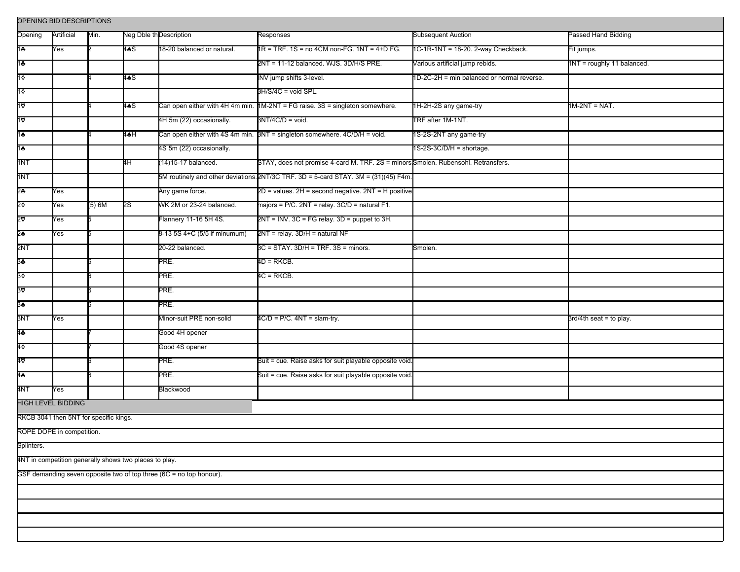## OPENING BID DESCRIPTIONS

| Opening | Artificial | Min. | Neg Dble thru | Description | Responses | Subsequent Auction | Passed Hand Bidding |
|---|---|---|---|---|---|---|---|
| 1♣ | Yes | 2 | 4♠S | 18-20 balanced or natural. | 1R = TRF. 1S = no 4CM non-FG. 1NT = 4+D FG. | 1C-1R-1NT = 18-20. 2-way Checkback. | Fit jumps. |
| 1♣ | | | | | 2NT = 11-12 balanced. WJS. 3D/H/S PRE. | Various artificial jump rebids. | 1NT = roughly 11 balanced. |
| 1♢ | | 4 | 4♠S | | INV jump shifts 3-level. | 1D-2C-2H = min balanced or normal reverse. | |
| 1♢ | | | | | 3H/S/4C = void SPL. | | |
| 1♡ | | 4 | 4♠S | Can open either with 4H 4m min. | 1M-2NT = FG raise. 3S = singleton somewhere. | 1H-2H-2S any game-try | 1M-2NT = NAT. |
| 1♡ | | | | 4H 5m (22) occasionally. | 3NT/4C/D = void. | TRF after 1M-1NT. | |
| 1♠ | | 4 | 4♠H | Can open either with 4S 4m min. | 3NT = singleton somewhere. 4C/D/H = void. | 1S-2S-2NT any game-try | |
| 1♠ | | | | 4S 5m (22) occasionally. | | 1S-2S-3C/D/H = shortage. | |
| 1NT | | | 4H | (14)15-17 balanced. | STAY, does not promise 4-card M. TRF. 2S = minors. | Smolen. Rubensohl. Retransfers. | |
| 1NT | | | | 5M routinely and other deviations. | 2NT/3C TRF. 3D = 5-card STAY. 3M = (31)(45) F4m. | | |
| 2♣ | Yes | | | Any game force. | 2D = values. 2H = second negative. 2NT = H positive | | |
| 2♢ | Yes | (5) 6M | 2S | WK 2M or 23-24 balanced. | majors = P/C. 2NT = relay. 3C/D = natural F1. | | |
| 2♡ | Yes | 5 | | Flannery 11-16 5H 4S. | 2NT = INV. 3C = FG relay. 3D = puppet to 3H. | | |
| 2♠ | Yes | 5 | | 8-13 5S 4+C (5/5 if minumum) | 2NT = relay. 3D/H = natural NF | | |
| 2NT | | | | 20-22 balanced. | 3C = STAY. 3D/H = TRF. 3S = minors. | Smolen. | |
| 3♣ | | 6 | | PRE. | 4D = RKCB. | | |
| 3♢ | | 6 | | PRE. | 4C = RKCB. | | |
| 3♡ | | 6 | | PRE. | | | |
| 3♠ | | 6 | | PRE. | | | |
| 3NT | Yes | | | Minor-suit PRE non-solid | 4C/D = P/C. 4NT = slam-try. | | 3rd/4th seat = to play. |
| 4♣ | | 7 | | Good 4H opener | | | |
| 4♢ | | 7 | | Good 4S opener | | | |
| 4♡ | | 6 | | PRE. | Suit = cue. Raise asks for suit playable opposite void. | | |
| 4♠ | | 6 | | PRE. | Suit = cue. Raise asks for suit playable opposite void. | | |
| 4NT | Yes | | | Blackwood | | | |

## HIGH LEVEL BIDDING

RKCB 3041 then 5NT for specific kings.

ROPE DOPE in competition.

Splinters.

4NT in competition generally shows two places to play.

GSF demanding seven opposite two of top three (6C = no top honour).